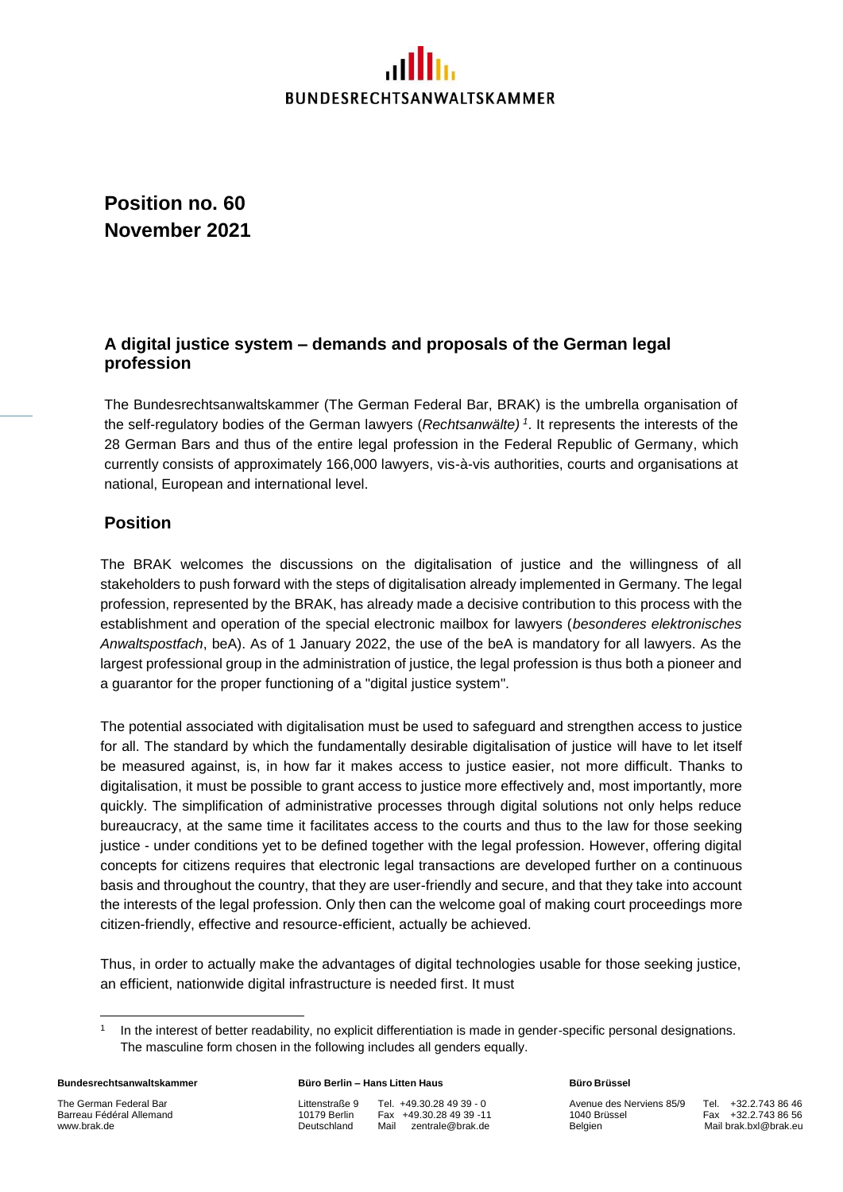BUNDESRECHTSANWALTSKAMMER

# Position no. 60
# November 2021

## A digital justice system – demands and proposals of the German legal profession

The Bundesrechtsanwaltskammer (The German Federal Bar, BRAK) is the umbrella organisation of the self-regulatory bodies of the German lawyers (*Rechtsanwälte)* [1]. It represents the interests of the 28 German Bars and thus of the entire legal profession in the Federal Republic of Germany, which currently consists of approximately 166,000 lawyers, vis-à-vis authorities, courts and organisations at national, European and international level.

## Position

The BRAK welcomes the discussions on the digitalisation of justice and the willingness of all stakeholders to push forward with the steps of digitalisation already implemented in Germany. The legal profession, represented by the BRAK, has already made a decisive contribution to this process with the establishment and operation of the special electronic mailbox for lawyers (*besonderes elektronisches Anwaltspostfach*, beA). As of 1 January 2022, the use of the beA is mandatory for all lawyers. As the largest professional group in the administration of justice, the legal profession is thus both a pioneer and a guarantor for the proper functioning of a "digital justice system".

The potential associated with digitalisation must be used to safeguard and strengthen access to justice for all. The standard by which the fundamentally desirable digitalisation of justice will have to let itself be measured against, is, in how far it makes access to justice easier, not more difficult. Thanks to digitalisation, it must be possible to grant access to justice more effectively and, most importantly, more quickly. The simplification of administrative processes through digital solutions not only helps reduce bureaucracy, at the same time it facilitates access to the courts and thus to the law for those seeking justice - under conditions yet to be defined together with the legal profession. However, offering digital concepts for citizens requires that electronic legal transactions are developed further on a continuous basis and throughout the country, that they are user-friendly and secure, and that they take into account the interests of the legal profession. Only then can the welcome goal of making court proceedings more citizen-friendly, effective and resource-efficient, actually be achieved.

Thus, in order to actually make the advantages of digital technologies usable for those seeking justice, an efficient, nationwide digital infrastructure is needed first. It must

[1] In the interest of better readability, no explicit differentiation is made in gender-specific personal designations. The masculine form chosen in the following includes all genders equally.

**Bundesrechtsanwaltskammer**
The German Federal Bar
Barreau Fédéral Allemand
www.brak.de

**Büro Berlin – Hans Litten Haus**
Littenstraße 9
10179 Berlin
Deutschland
Tel. +49.30.28 49 39 - 0
Fax +49.30.28 49 39 -11
Mail zentrale@brak.de

**Büro Brüssel**
Avenue des Nerviens 85/9
1040 Brüssel
Belgien
Tel. +32.2.743 86 46
Fax +32.2.743 86 56
Mail brak.bxl@brak.eu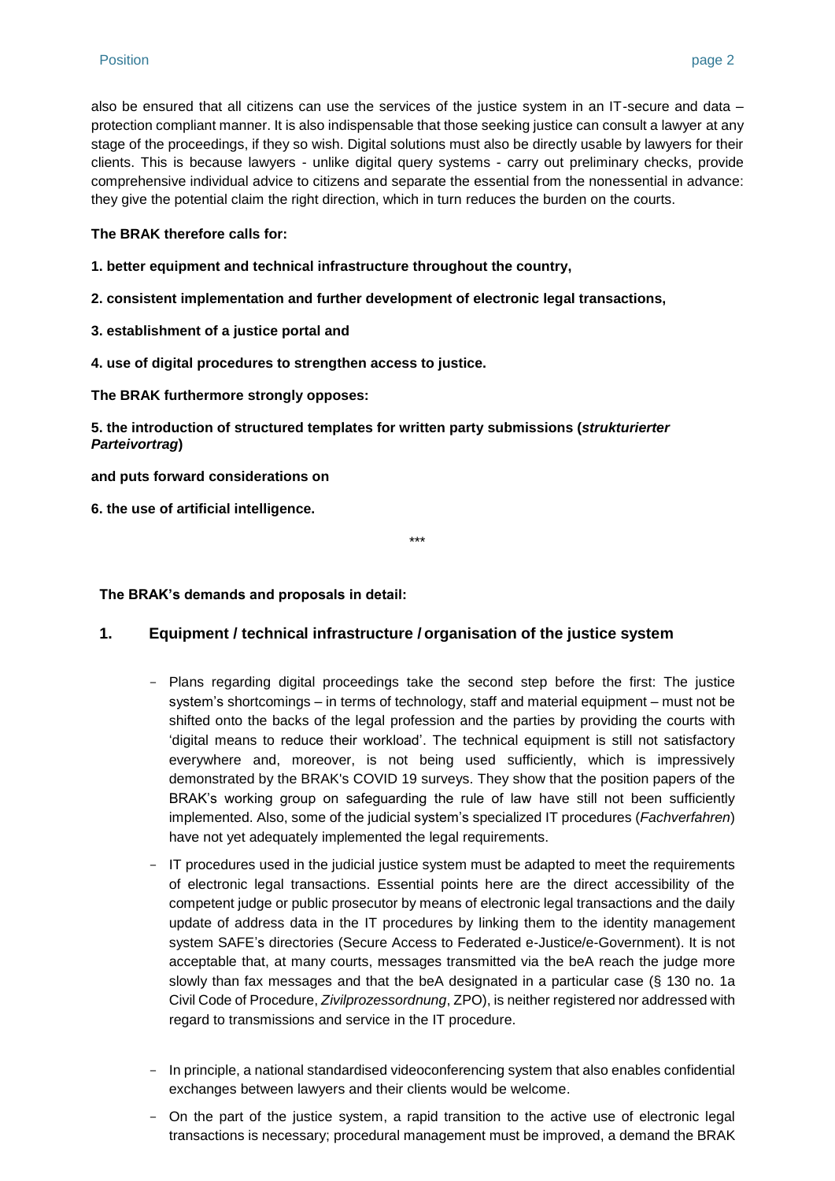also be ensured that all citizens can use the services of the justice system in an IT-secure and data – protection compliant manner. It is also indispensable that those seeking justice can consult a lawyer at any stage of the proceedings, if they so wish. Digital solutions must also be directly usable by lawyers for their clients. This is because lawyers - unlike digital query systems - carry out preliminary checks, provide comprehensive individual advice to citizens and separate the essential from the nonessential in advance: they give the potential claim the right direction, which in turn reduces the burden on the courts.

**The BRAK therefore calls for:**

**1. better equipment and technical infrastructure throughout the country,**

**2. consistent implementation and further development of electronic legal transactions,**

**3. establishment of a justice portal and**

**4. use of digital procedures to strengthen access to justice.**

**The BRAK furthermore strongly opposes:**

**5. the introduction of structured templates for written party submissions (*strukturierter Parteivortrag*)**

**and puts forward considerations on**

**6. the use of artificial intelligence.**

\*\*\*

**The BRAK's demands and proposals in detail:**

## 1. Equipment / technical infrastructure / organisation of the justice system

- Plans regarding digital proceedings take the second step before the first: The justice system's shortcomings – in terms of technology, staff and material equipment – must not be shifted onto the backs of the legal profession and the parties by providing the courts with 'digital means to reduce their workload'. The technical equipment is still not satisfactory everywhere and, moreover, is not being used sufficiently, which is impressively demonstrated by the BRAK's COVID 19 surveys. They show that the position papers of the BRAK's working group on safeguarding the rule of law have still not been sufficiently implemented. Also, some of the judicial system's specialized IT procedures (*Fachverfahren*) have not yet adequately implemented the legal requirements.
- IT procedures used in the judicial justice system must be adapted to meet the requirements of electronic legal transactions. Essential points here are the direct accessibility of the competent judge or public prosecutor by means of electronic legal transactions and the daily update of address data in the IT procedures by linking them to the identity management system SAFE's directories (Secure Access to Federated e-Justice/e-Government). It is not acceptable that, at many courts, messages transmitted via the beA reach the judge more slowly than fax messages and that the beA designated in a particular case (§ 130 no. 1a Civil Code of Procedure, *Zivilprozessordnung*, ZPO), is neither registered nor addressed with regard to transmissions and service in the IT procedure.
- In principle, a national standardised videoconferencing system that also enables confidential exchanges between lawyers and their clients would be welcome.
- On the part of the justice system, a rapid transition to the active use of electronic legal transactions is necessary; procedural management must be improved, a demand the BRAK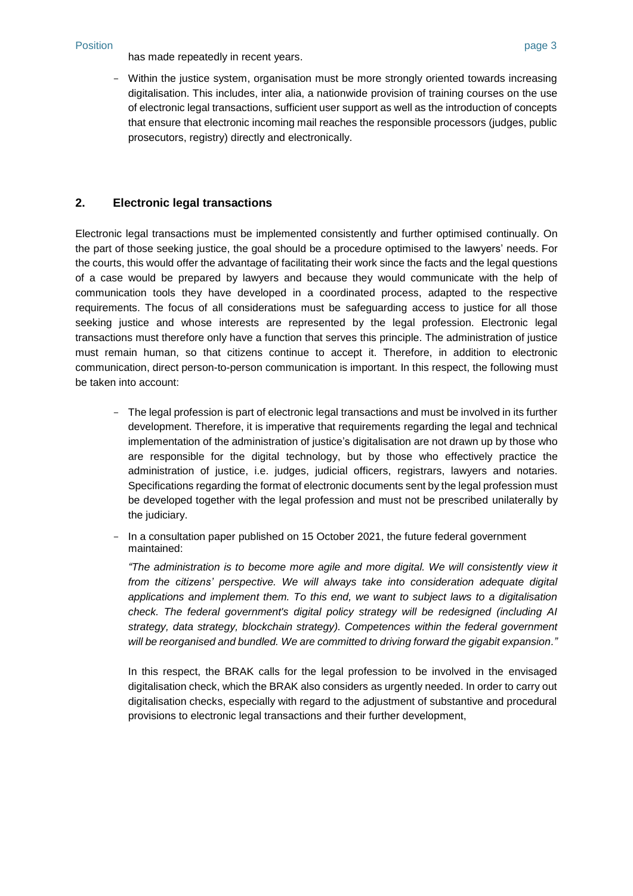has made repeatedly in recent years.

- Within the justice system, organisation must be more strongly oriented towards increasing digitalisation. This includes, inter alia, a nationwide provision of training courses on the use of electronic legal transactions, sufficient user support as well as the introduction of concepts that ensure that electronic incoming mail reaches the responsible processors (judges, public prosecutors, registry) directly and electronically.

## 2. Electronic legal transactions

Electronic legal transactions must be implemented consistently and further optimised continually. On the part of those seeking justice, the goal should be a procedure optimised to the lawyers' needs. For the courts, this would offer the advantage of facilitating their work since the facts and the legal questions of a case would be prepared by lawyers and because they would communicate with the help of communication tools they have developed in a coordinated process, adapted to the respective requirements. The focus of all considerations must be safeguarding access to justice for all those seeking justice and whose interests are represented by the legal profession. Electronic legal transactions must therefore only have a function that serves this principle. The administration of justice must remain human, so that citizens continue to accept it. Therefore, in addition to electronic communication, direct person-to-person communication is important. In this respect, the following must be taken into account:

- The legal profession is part of electronic legal transactions and must be involved in its further development. Therefore, it is imperative that requirements regarding the legal and technical implementation of the administration of justice's digitalisation are not drawn up by those who are responsible for the digital technology, but by those who effectively practice the administration of justice, i.e. judges, judicial officers, registrars, lawyers and notaries. Specifications regarding the format of electronic documents sent by the legal profession must be developed together with the legal profession and must not be prescribed unilaterally by the judiciary.

- In a consultation paper published on 15 October 2021, the future federal government maintained:

  *"The administration is to become more agile and more digital. We will consistently view it from the citizens' perspective. We will always take into consideration adequate digital applications and implement them. To this end, we want to subject laws to a digitalisation check. The federal government's digital policy strategy will be redesigned (including AI strategy, data strategy, blockchain strategy). Competences within the federal government will be reorganised and bundled. We are committed to driving forward the gigabit expansion."*

  In this respect, the BRAK calls for the legal profession to be involved in the envisaged digitalisation check, which the BRAK also considers as urgently needed. In order to carry out digitalisation checks, especially with regard to the adjustment of substantive and procedural provisions to electronic legal transactions and their further development,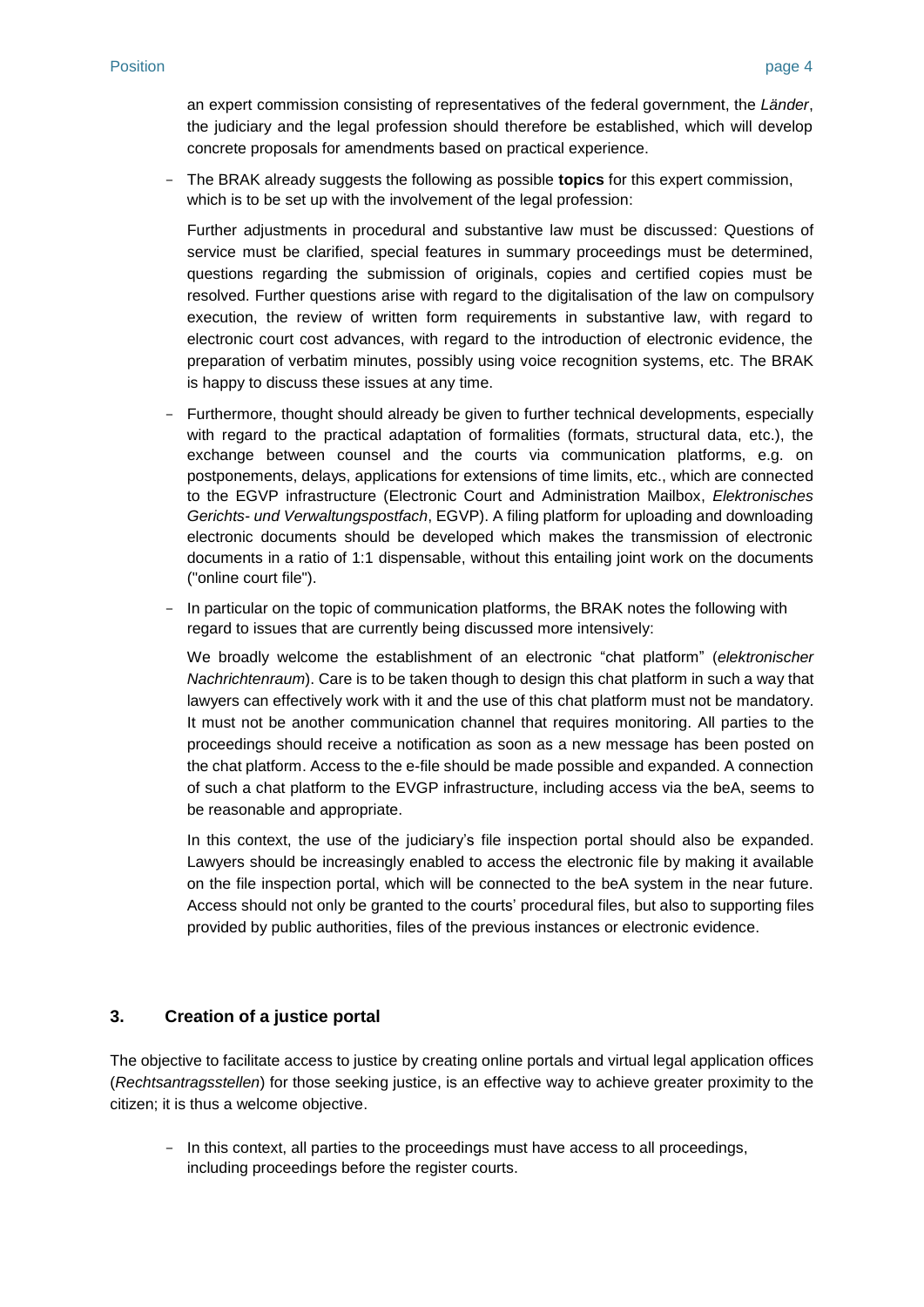an expert commission consisting of representatives of the federal government, the *Länder*, the judiciary and the legal profession should therefore be established, which will develop concrete proposals for amendments based on practical experience.

- The BRAK already suggests the following as possible **topics** for this expert commission, which is to be set up with the involvement of the legal profession:

  Further adjustments in procedural and substantive law must be discussed: Questions of service must be clarified, special features in summary proceedings must be determined, questions regarding the submission of originals, copies and certified copies must be resolved. Further questions arise with regard to the digitalisation of the law on compulsory execution, the review of written form requirements in substantive law, with regard to electronic court cost advances, with regard to the introduction of electronic evidence, the preparation of verbatim minutes, possibly using voice recognition systems, etc. The BRAK is happy to discuss these issues at any time.

- Furthermore, thought should already be given to further technical developments, especially with regard to the practical adaptation of formalities (formats, structural data, etc.), the exchange between counsel and the courts via communication platforms, e.g. on postponements, delays, applications for extensions of time limits, etc., which are connected to the EGVP infrastructure (Electronic Court and Administration Mailbox, *Elektronisches Gerichts- und Verwaltungspostfach*, EGVP). A filing platform for uploading and downloading electronic documents should be developed which makes the transmission of electronic documents in a ratio of 1:1 dispensable, without this entailing joint work on the documents ("online court file").

- In particular on the topic of communication platforms, the BRAK notes the following with regard to issues that are currently being discussed more intensively:

  We broadly welcome the establishment of an electronic "chat platform" (*elektronischer Nachrichtenraum*). Care is to be taken though to design this chat platform in such a way that lawyers can effectively work with it and the use of this chat platform must not be mandatory. It must not be another communication channel that requires monitoring. All parties to the proceedings should receive a notification as soon as a new message has been posted on the chat platform. Access to the e-file should be made possible and expanded. A connection of such a chat platform to the EVGP infrastructure, including access via the beA, seems to be reasonable and appropriate.

  In this context, the use of the judiciary's file inspection portal should also be expanded. Lawyers should be increasingly enabled to access the electronic file by making it available on the file inspection portal, which will be connected to the beA system in the near future. Access should not only be granted to the courts' procedural files, but also to supporting files provided by public authorities, files of the previous instances or electronic evidence.

## 3. Creation of a justice portal

The objective to facilitate access to justice by creating online portals and virtual legal application offices (*Rechtsantragsstellen*) for those seeking justice, is an effective way to achieve greater proximity to the citizen; it is thus a welcome objective.

- In this context, all parties to the proceedings must have access to all proceedings, including proceedings before the register courts.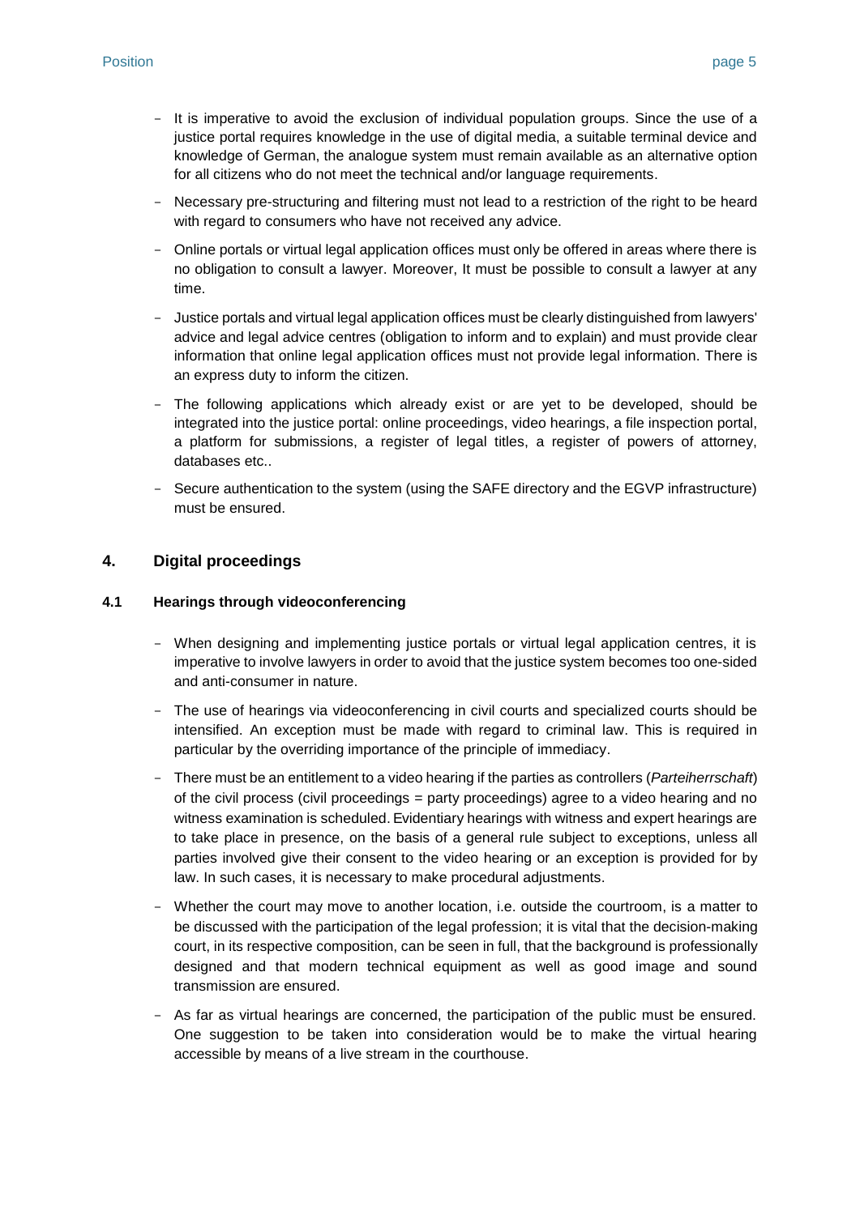- It is imperative to avoid the exclusion of individual population groups. Since the use of a justice portal requires knowledge in the use of digital media, a suitable terminal device and knowledge of German, the analogue system must remain available as an alternative option for all citizens who do not meet the technical and/or language requirements.
- Necessary pre-structuring and filtering must not lead to a restriction of the right to be heard with regard to consumers who have not received any advice.
- Online portals or virtual legal application offices must only be offered in areas where there is no obligation to consult a lawyer. Moreover, It must be possible to consult a lawyer at any time.
- Justice portals and virtual legal application offices must be clearly distinguished from lawyers' advice and legal advice centres (obligation to inform and to explain) and must provide clear information that online legal application offices must not provide legal information. There is an express duty to inform the citizen.
- The following applications which already exist or are yet to be developed, should be integrated into the justice portal: online proceedings, video hearings, a file inspection portal, a platform for submissions, a register of legal titles, a register of powers of attorney, databases etc..
- Secure authentication to the system (using the SAFE directory and the EGVP infrastructure) must be ensured.

## 4. Digital proceedings

### 4.1 Hearings through videoconferencing

- When designing and implementing justice portals or virtual legal application centres, it is imperative to involve lawyers in order to avoid that the justice system becomes too one-sided and anti-consumer in nature.
- The use of hearings via videoconferencing in civil courts and specialized courts should be intensified. An exception must be made with regard to criminal law. This is required in particular by the overriding importance of the principle of immediacy.
- There must be an entitlement to a video hearing if the parties as controllers (*Parteiherrschaft*) of the civil process (civil proceedings = party proceedings) agree to a video hearing and no witness examination is scheduled. Evidentiary hearings with witness and expert hearings are to take place in presence, on the basis of a general rule subject to exceptions, unless all parties involved give their consent to the video hearing or an exception is provided for by law. In such cases, it is necessary to make procedural adjustments.
- Whether the court may move to another location, i.e. outside the courtroom, is a matter to be discussed with the participation of the legal profession; it is vital that the decision-making court, in its respective composition, can be seen in full, that the background is professionally designed and that modern technical equipment as well as good image and sound transmission are ensured.
- As far as virtual hearings are concerned, the participation of the public must be ensured. One suggestion to be taken into consideration would be to make the virtual hearing accessible by means of a live stream in the courthouse.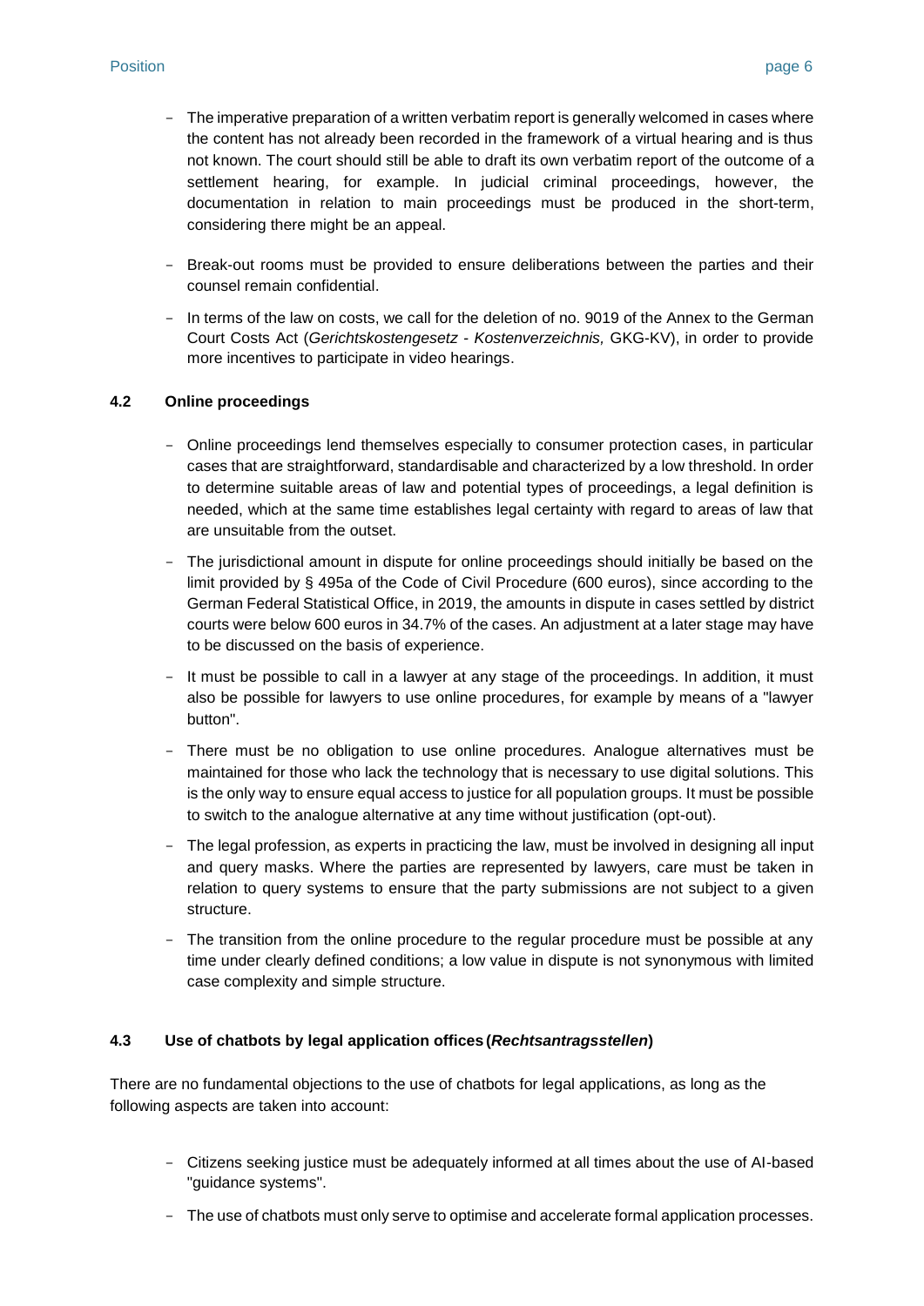- The imperative preparation of a written verbatim report is generally welcomed in cases where the content has not already been recorded in the framework of a virtual hearing and is thus not known. The court should still be able to draft its own verbatim report of the outcome of a settlement hearing, for example. In judicial criminal proceedings, however, the documentation in relation to main proceedings must be produced in the short-term, considering there might be an appeal.
- Break-out rooms must be provided to ensure deliberations between the parties and their counsel remain confidential.
- In terms of the law on costs, we call for the deletion of no. 9019 of the Annex to the German Court Costs Act (*Gerichtskostengesetz - Kostenverzeichnis,* GKG-KV), in order to provide more incentives to participate in video hearings.

### 4.2 Online proceedings

- Online proceedings lend themselves especially to consumer protection cases, in particular cases that are straightforward, standardisable and characterized by a low threshold. In order to determine suitable areas of law and potential types of proceedings, a legal definition is needed, which at the same time establishes legal certainty with regard to areas of law that are unsuitable from the outset.
- The jurisdictional amount in dispute for online proceedings should initially be based on the limit provided by § 495a of the Code of Civil Procedure (600 euros), since according to the German Federal Statistical Office, in 2019, the amounts in dispute in cases settled by district courts were below 600 euros in 34.7% of the cases. An adjustment at a later stage may have to be discussed on the basis of experience.
- It must be possible to call in a lawyer at any stage of the proceedings. In addition, it must also be possible for lawyers to use online procedures, for example by means of a "lawyer button".
- There must be no obligation to use online procedures. Analogue alternatives must be maintained for those who lack the technology that is necessary to use digital solutions. This is the only way to ensure equal access to justice for all population groups. It must be possible to switch to the analogue alternative at any time without justification (opt-out).
- The legal profession, as experts in practicing the law, must be involved in designing all input and query masks. Where the parties are represented by lawyers, care must be taken in relation to query systems to ensure that the party submissions are not subject to a given structure.
- The transition from the online procedure to the regular procedure must be possible at any time under clearly defined conditions; a low value in dispute is not synonymous with limited case complexity and simple structure.

### 4.3 Use of chatbots by legal application offices (*Rechtsantragsstellen*)

There are no fundamental objections to the use of chatbots for legal applications, as long as the following aspects are taken into account:

- Citizens seeking justice must be adequately informed at all times about the use of AI-based "guidance systems".
- The use of chatbots must only serve to optimise and accelerate formal application processes.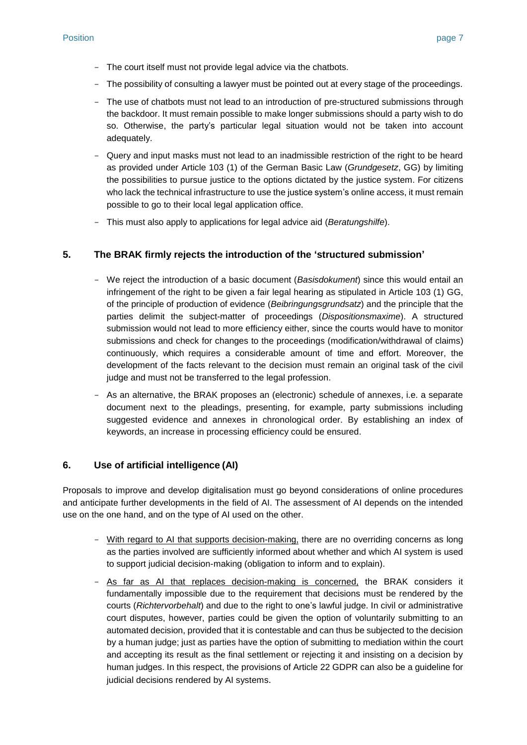- The court itself must not provide legal advice via the chatbots.
- The possibility of consulting a lawyer must be pointed out at every stage of the proceedings.
- The use of chatbots must not lead to an introduction of pre-structured submissions through the backdoor. It must remain possible to make longer submissions should a party wish to do so. Otherwise, the party's particular legal situation would not be taken into account adequately.
- Query and input masks must not lead to an inadmissible restriction of the right to be heard as provided under Article 103 (1) of the German Basic Law (*Grundgesetz*, GG) by limiting the possibilities to pursue justice to the options dictated by the justice system. For citizens who lack the technical infrastructure to use the justice system's online access, it must remain possible to go to their local legal application office.
- This must also apply to applications for legal advice aid (*Beratungshilfe*).

## 5. The BRAK firmly rejects the introduction of the 'structured submission'

- We reject the introduction of a basic document (*Basisdokument*) since this would entail an infringement of the right to be given a fair legal hearing as stipulated in Article 103 (1) GG, of the principle of production of evidence (*Beibringungsgrundsatz*) and the principle that the parties delimit the subject-matter of proceedings (*Dispositionsmaxime*). A structured submission would not lead to more efficiency either, since the courts would have to monitor submissions and check for changes to the proceedings (modification/withdrawal of claims) continuously, which requires a considerable amount of time and effort. Moreover, the development of the facts relevant to the decision must remain an original task of the civil judge and must not be transferred to the legal profession.
- As an alternative, the BRAK proposes an (electronic) schedule of annexes, i.e. a separate document next to the pleadings, presenting, for example, party submissions including suggested evidence and annexes in chronological order. By establishing an index of keywords, an increase in processing efficiency could be ensured.

## 6. Use of artificial intelligence (AI)

Proposals to improve and develop digitalisation must go beyond considerations of online procedures and anticipate further developments in the field of AI. The assessment of AI depends on the intended use on the one hand, and on the type of AI used on the other.

- <u>With regard to AI that supports decision-making,</u> there are no overriding concerns as long as the parties involved are sufficiently informed about whether and which AI system is used to support judicial decision-making (obligation to inform and to explain).
- <u>As far as AI that replaces decision-making is concerned,</u> the BRAK considers it fundamentally impossible due to the requirement that decisions must be rendered by the courts (*Richtervorbehalt*) and due to the right to one's lawful judge. In civil or administrative court disputes, however, parties could be given the option of voluntarily submitting to an automated decision, provided that it is contestable and can thus be subjected to the decision by a human judge; just as parties have the option of submitting to mediation within the court and accepting its result as the final settlement or rejecting it and insisting on a decision by human judges. In this respect, the provisions of Article 22 GDPR can also be a guideline for judicial decisions rendered by AI systems.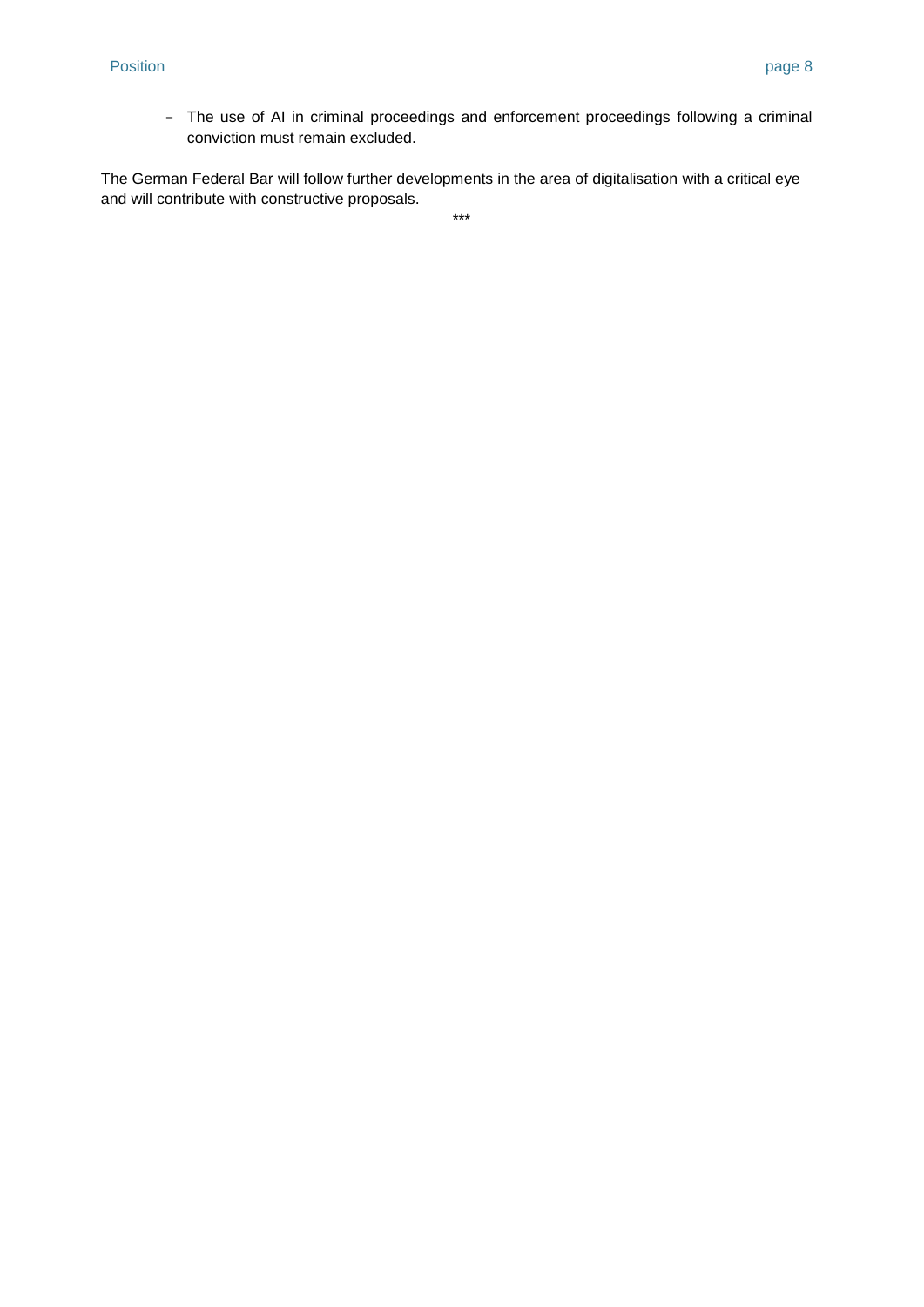- The use of AI in criminal proceedings and enforcement proceedings following a criminal conviction must remain excluded.

The German Federal Bar will follow further developments in the area of digitalisation with a critical eye and will contribute with constructive proposals.

***